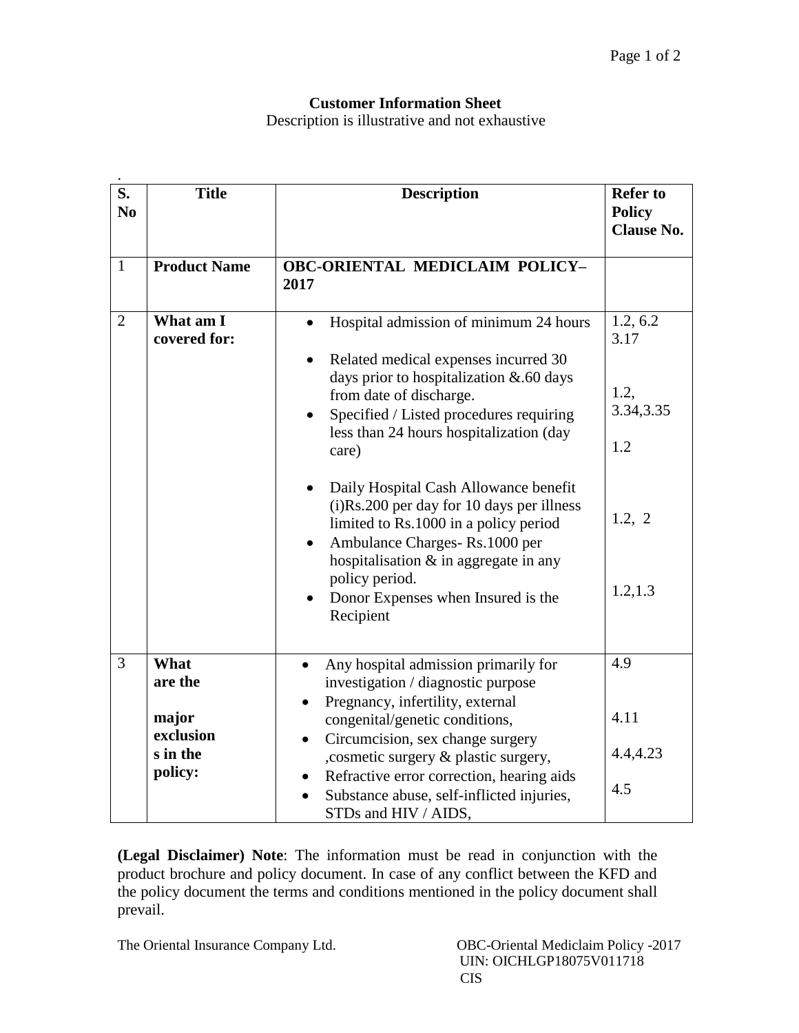**Customer Information Sheet**

Description is illustrative and not exhaustive

| S. No | Title | Description | Refer to Policy Clause No. |
|---|---|---|---|
| 1 | **Product Name** | **OBC-ORIENTAL MEDICLAIM POLICY–2017** | |
| 2 | **What am I covered for:** | • Hospital admission of minimum 24 hours<br>• Related medical expenses incurred 30 days prior to hospitalization &.60 days from date of discharge.<br>• Specified / Listed procedures requiring less than 24 hours hospitalization (day care)<br>• Daily Hospital Cash Allowance benefit (i)Rs.200 per day for 10 days per illness limited to Rs.1000 in a policy period<br>• Ambulance Charges- Rs.1000 per hospitalisation & in aggregate in any policy period.<br>• Donor Expenses when Insured is the Recipient | 1.2, 6.2<br>3.17<br>1.2, 3.34,3.35<br>1.2<br>1.2, 2<br>1.2,1.3 |
| 3 | **What are the major exclusions in the policy:** | • Any hospital admission primarily for investigation / diagnostic purpose<br>• Pregnancy, infertility, external congenital/genetic conditions,<br>• Circumcision, sex change surgery ,cosmetic surgery & plastic surgery,<br>• Refractive error correction, hearing aids<br>• Substance abuse, self-inflicted injuries, STDs and HIV / AIDS, | 4.9<br>4.11<br>4.4,4.23<br>4.5 |

**(Legal Disclaimer) Note**: The information must be read in conjunction with the product brochure and policy document. In case of any conflict between the KFD and the policy document the terms and conditions mentioned in the policy document shall prevail.

The Oriental Insurance Company Ltd. OBC-Oriental Mediclaim Policy -2017
UIN: OICHLGP18075V011718
CIS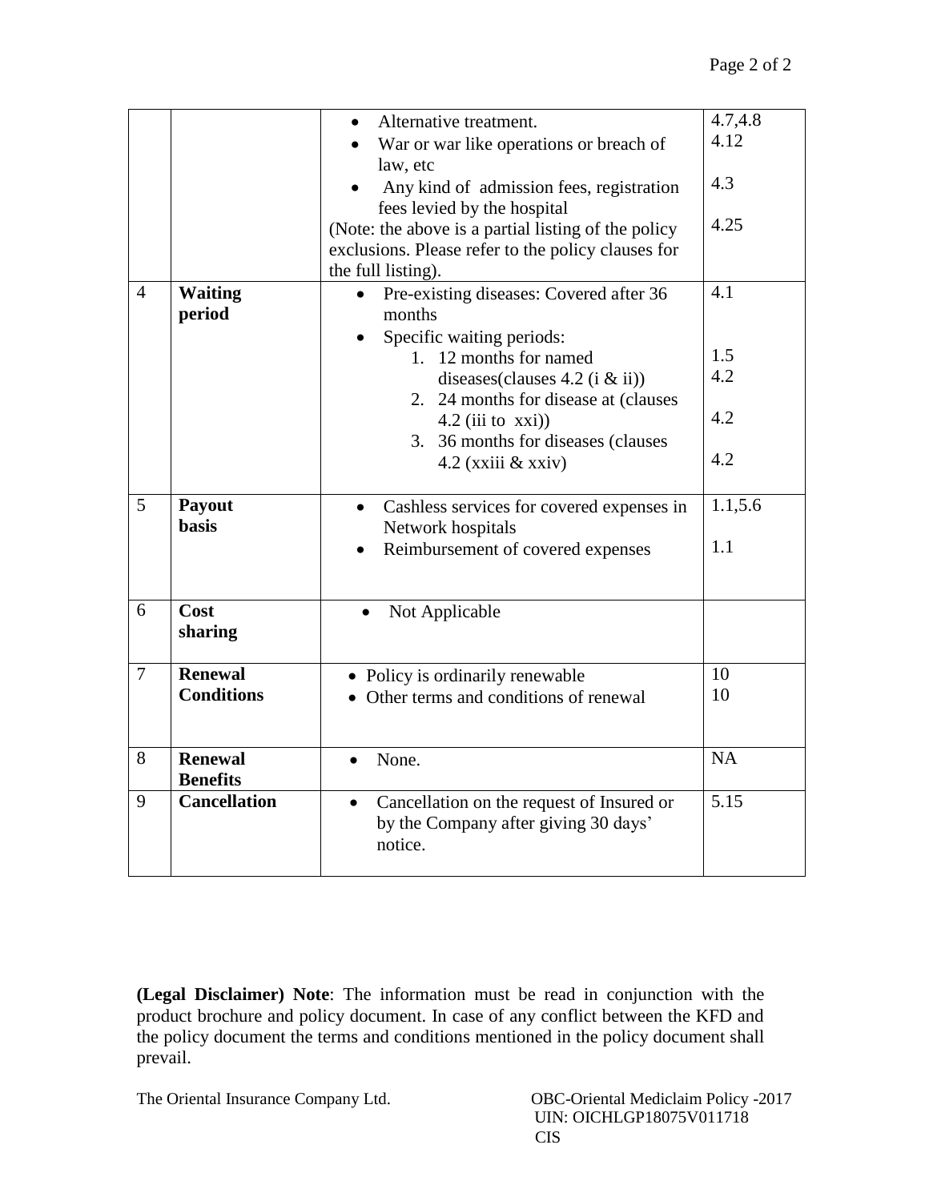| | | | |
|---|---|---|---|
| | | • Alternative treatment.<br>• War or war like operations or breach of law, etc<br>• Any kind of admission fees, registration fees levied by the hospital<br>(Note: the above is a partial listing of the policy exclusions. Please refer to the policy clauses for the full listing). | 4.7,4.8<br>4.12<br>4.3<br>4.25 |
| 4 | **Waiting period** | • Pre-existing diseases: Covered after 36 months<br>• Specific waiting periods:<br>1. 12 months for named diseases(clauses 4.2 (i & ii))<br>2. 24 months for disease at (clauses 4.2 (iii to xxi))<br>3. 36 months for diseases (clauses 4.2 (xxiii & xxiv) | 4.1<br>1.5<br>4.2<br>4.2<br>4.2 |
| 5 | **Payout basis** | • Cashless services for covered expenses in Network hospitals<br>• Reimbursement of covered expenses | 1.1,5.6<br>1.1 |
| 6 | **Cost sharing** | • Not Applicable | |
| 7 | **Renewal Conditions** | • Policy is ordinarily renewable<br>• Other terms and conditions of renewal | 10<br>10 |
| 8 | **Renewal Benefits** | • None. | NA |
| 9 | **Cancellation** | • Cancellation on the request of Insured or by the Company after giving 30 days' notice. | 5.15 |

**(Legal Disclaimer) Note**: The information must be read in conjunction with the product brochure and policy document. In case of any conflict between the KFD and the policy document the terms and conditions mentioned in the policy document shall prevail.

The Oriental Insurance Company Ltd.

OBC-Oriental Mediclaim Policy -2017
UIN: OICHLGP18075V011718
CIS